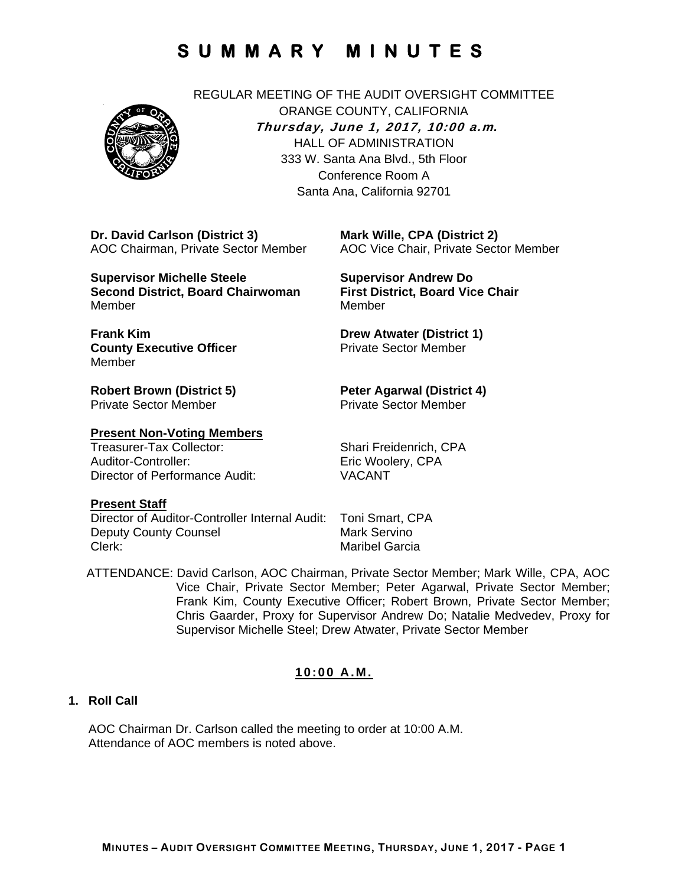# SUMMARY MINUTES

REGULAR MEETING OF THE AUDIT OVERSIGHT COMMITTEE
ORANGE COUNTY, CALIFORNIA
***Thursday, June 1, 2017, 10:00 a.m.***
HALL OF ADMINISTRATION
333 W. Santa Ana Blvd., 5th Floor
Conference Room A
Santa Ana, California 92701

**Dr. David Carlson (District 3)**
AOC Chairman, Private Sector Member

**Mark Wille, CPA (District 2)**
AOC Vice Chair, Private Sector Member

**Supervisor Michelle Steele**
**Second District, Board Chairwoman**
Member

**Supervisor Andrew Do**
**First District, Board Vice Chair**
Member

**Frank Kim**
**County Executive Officer**
Member

**Drew Atwater (District 1)**
Private Sector Member

**Robert Brown (District 5)**
Private Sector Member

**Peter Agarwal (District 4)**
Private Sector Member

**Present Non-Voting Members**

| | |
|---|---|
| Treasurer-Tax Collector: | Shari Freidenrich, CPA |
| Auditor-Controller: | Eric Woolery, CPA |
| Director of Performance Audit: | VACANT |

**Present Staff**

| | |
|---|---|
| Director of Auditor-Controller Internal Audit: | Toni Smart, CPA |
| Deputy County Counsel | Mark Servino |
| Clerk: | Maribel Garcia |

ATTENDANCE: David Carlson, AOC Chairman, Private Sector Member; Mark Wille, CPA, AOC Vice Chair, Private Sector Member; Peter Agarwal, Private Sector Member; Frank Kim, County Executive Officer; Robert Brown, Private Sector Member; Chris Gaarder, Proxy for Supervisor Andrew Do; Natalie Medvedev, Proxy for Supervisor Michelle Steel; Drew Atwater, Private Sector Member

**10:00 A.M.**

**1. Roll Call**

AOC Chairman Dr. Carlson called the meeting to order at 10:00 A.M.
Attendance of AOC members is noted above.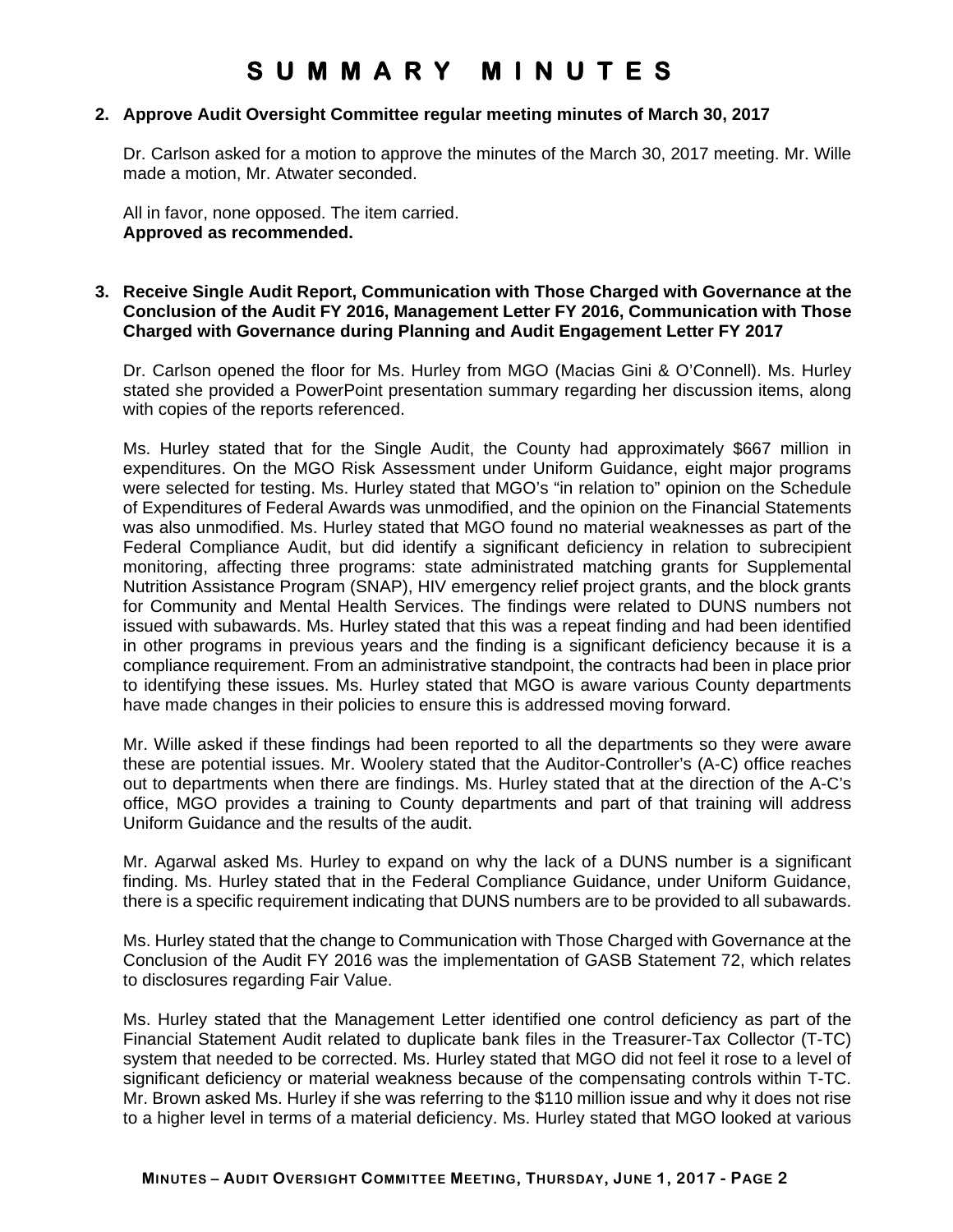# SUMMARY MINUTES

**2. Approve Audit Oversight Committee regular meeting minutes of March 30, 2017**

Dr. Carlson asked for a motion to approve the minutes of the March 30, 2017 meeting. Mr. Wille made a motion, Mr. Atwater seconded.

All in favor, none opposed. The item carried.
**Approved as recommended.**

**3. Receive Single Audit Report, Communication with Those Charged with Governance at the Conclusion of the Audit FY 2016, Management Letter FY 2016, Communication with Those Charged with Governance during Planning and Audit Engagement Letter FY 2017**

Dr. Carlson opened the floor for Ms. Hurley from MGO (Macias Gini & O'Connell). Ms. Hurley stated she provided a PowerPoint presentation summary regarding her discussion items, along with copies of the reports referenced.

Ms. Hurley stated that for the Single Audit, the County had approximately $667 million in expenditures. On the MGO Risk Assessment under Uniform Guidance, eight major programs were selected for testing. Ms. Hurley stated that MGO's "in relation to" opinion on the Schedule of Expenditures of Federal Awards was unmodified, and the opinion on the Financial Statements was also unmodified. Ms. Hurley stated that MGO found no material weaknesses as part of the Federal Compliance Audit, but did identify a significant deficiency in relation to subrecipient monitoring, affecting three programs: state administrated matching grants for Supplemental Nutrition Assistance Program (SNAP), HIV emergency relief project grants, and the block grants for Community and Mental Health Services. The findings were related to DUNS numbers not issued with subawards. Ms. Hurley stated that this was a repeat finding and had been identified in other programs in previous years and the finding is a significant deficiency because it is a compliance requirement. From an administrative standpoint, the contracts had been in place prior to identifying these issues. Ms. Hurley stated that MGO is aware various County departments have made changes in their policies to ensure this is addressed moving forward.

Mr. Wille asked if these findings had been reported to all the departments so they were aware these are potential issues. Mr. Woolery stated that the Auditor-Controller's (A-C) office reaches out to departments when there are findings. Ms. Hurley stated that at the direction of the A-C's office, MGO provides a training to County departments and part of that training will address Uniform Guidance and the results of the audit.

Mr. Agarwal asked Ms. Hurley to expand on why the lack of a DUNS number is a significant finding. Ms. Hurley stated that in the Federal Compliance Guidance, under Uniform Guidance, there is a specific requirement indicating that DUNS numbers are to be provided to all subawards.

Ms. Hurley stated that the change to Communication with Those Charged with Governance at the Conclusion of the Audit FY 2016 was the implementation of GASB Statement 72, which relates to disclosures regarding Fair Value.

Ms. Hurley stated that the Management Letter identified one control deficiency as part of the Financial Statement Audit related to duplicate bank files in the Treasurer-Tax Collector (T-TC) system that needed to be corrected. Ms. Hurley stated that MGO did not feel it rose to a level of significant deficiency or material weakness because of the compensating controls within T-TC. Mr. Brown asked Ms. Hurley if she was referring to the $110 million issue and why it does not rise to a higher level in terms of a material deficiency. Ms. Hurley stated that MGO looked at various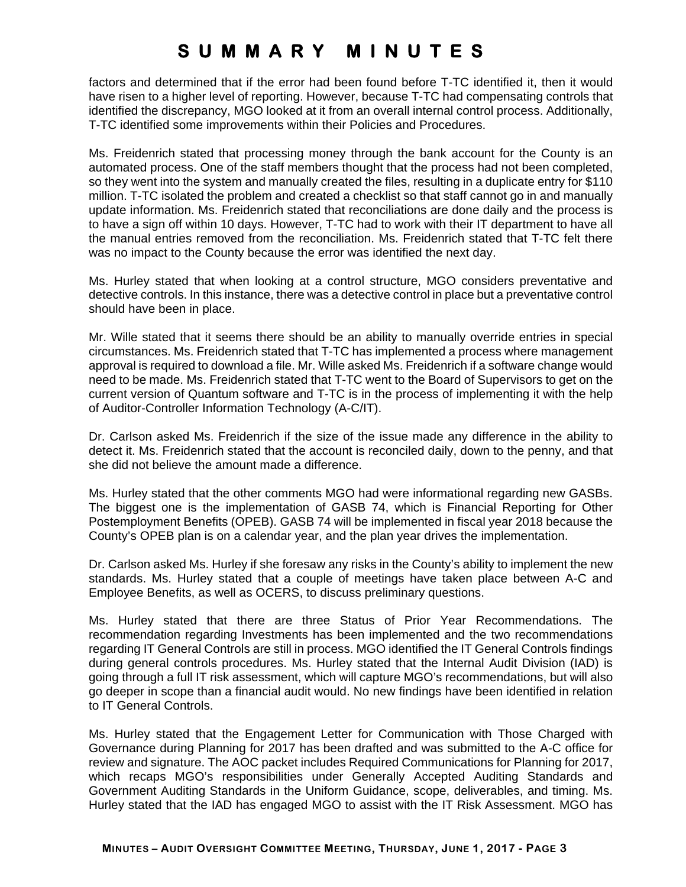factors and determined that if the error had been found before T-TC identified it, then it would have risen to a higher level of reporting. However, because T-TC had compensating controls that identified the discrepancy, MGO looked at it from an overall internal control process. Additionally, T-TC identified some improvements within their Policies and Procedures.

Ms. Freidenrich stated that processing money through the bank account for the County is an automated process. One of the staff members thought that the process had not been completed, so they went into the system and manually created the files, resulting in a duplicate entry for $110 million. T-TC isolated the problem and created a checklist so that staff cannot go in and manually update information. Ms. Freidenrich stated that reconciliations are done daily and the process is to have a sign off within 10 days. However, T-TC had to work with their IT department to have all the manual entries removed from the reconciliation. Ms. Freidenrich stated that T-TC felt there was no impact to the County because the error was identified the next day.

Ms. Hurley stated that when looking at a control structure, MGO considers preventative and detective controls. In this instance, there was a detective control in place but a preventative control should have been in place.

Mr. Wille stated that it seems there should be an ability to manually override entries in special circumstances. Ms. Freidenrich stated that T-TC has implemented a process where management approval is required to download a file. Mr. Wille asked Ms. Freidenrich if a software change would need to be made. Ms. Freidenrich stated that T-TC went to the Board of Supervisors to get on the current version of Quantum software and T-TC is in the process of implementing it with the help of Auditor-Controller Information Technology (A-C/IT).

Dr. Carlson asked Ms. Freidenrich if the size of the issue made any difference in the ability to detect it. Ms. Freidenrich stated that the account is reconciled daily, down to the penny, and that she did not believe the amount made a difference.

Ms. Hurley stated that the other comments MGO had were informational regarding new GASBs. The biggest one is the implementation of GASB 74, which is Financial Reporting for Other Postemployment Benefits (OPEB). GASB 74 will be implemented in fiscal year 2018 because the County's OPEB plan is on a calendar year, and the plan year drives the implementation.

Dr. Carlson asked Ms. Hurley if she foresaw any risks in the County's ability to implement the new standards. Ms. Hurley stated that a couple of meetings have taken place between A-C and Employee Benefits, as well as OCERS, to discuss preliminary questions.

Ms. Hurley stated that there are three Status of Prior Year Recommendations. The recommendation regarding Investments has been implemented and the two recommendations regarding IT General Controls are still in process. MGO identified the IT General Controls findings during general controls procedures. Ms. Hurley stated that the Internal Audit Division (IAD) is going through a full IT risk assessment, which will capture MGO's recommendations, but will also go deeper in scope than a financial audit would. No new findings have been identified in relation to IT General Controls.

Ms. Hurley stated that the Engagement Letter for Communication with Those Charged with Governance during Planning for 2017 has been drafted and was submitted to the A-C office for review and signature. The AOC packet includes Required Communications for Planning for 2017, which recaps MGO's responsibilities under Generally Accepted Auditing Standards and Government Auditing Standards in the Uniform Guidance, scope, deliverables, and timing. Ms. Hurley stated that the IAD has engaged MGO to assist with the IT Risk Assessment. MGO has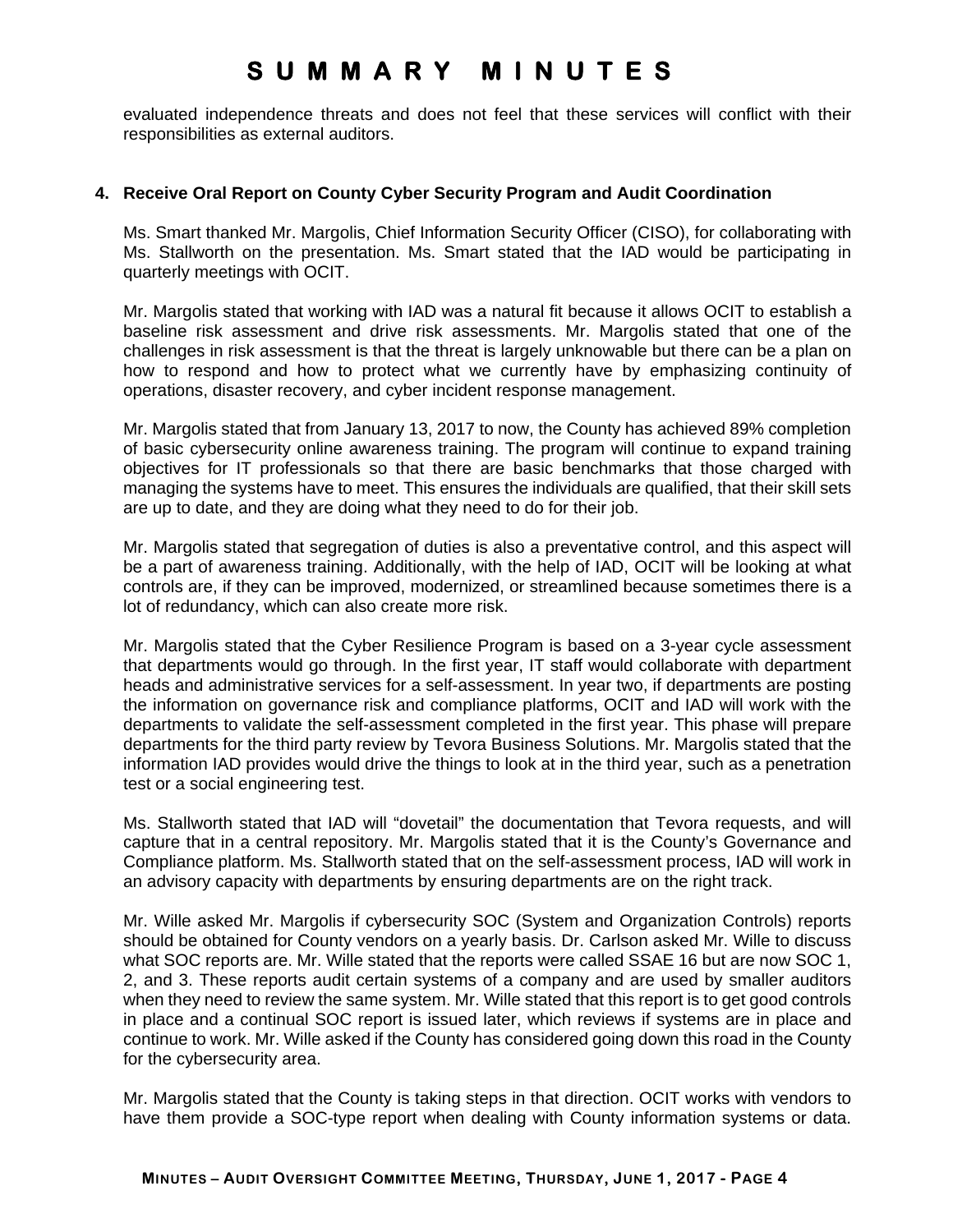evaluated independence threats and does not feel that these services will conflict with their responsibilities as external auditors.

**4. Receive Oral Report on County Cyber Security Program and Audit Coordination**

Ms. Smart thanked Mr. Margolis, Chief Information Security Officer (CISO), for collaborating with Ms. Stallworth on the presentation. Ms. Smart stated that the IAD would be participating in quarterly meetings with OCIT.

Mr. Margolis stated that working with IAD was a natural fit because it allows OCIT to establish a baseline risk assessment and drive risk assessments. Mr. Margolis stated that one of the challenges in risk assessment is that the threat is largely unknowable but there can be a plan on how to respond and how to protect what we currently have by emphasizing continuity of operations, disaster recovery, and cyber incident response management.

Mr. Margolis stated that from January 13, 2017 to now, the County has achieved 89% completion of basic cybersecurity online awareness training. The program will continue to expand training objectives for IT professionals so that there are basic benchmarks that those charged with managing the systems have to meet. This ensures the individuals are qualified, that their skill sets are up to date, and they are doing what they need to do for their job.

Mr. Margolis stated that segregation of duties is also a preventative control, and this aspect will be a part of awareness training. Additionally, with the help of IAD, OCIT will be looking at what controls are, if they can be improved, modernized, or streamlined because sometimes there is a lot of redundancy, which can also create more risk.

Mr. Margolis stated that the Cyber Resilience Program is based on a 3-year cycle assessment that departments would go through. In the first year, IT staff would collaborate with department heads and administrative services for a self-assessment. In year two, if departments are posting the information on governance risk and compliance platforms, OCIT and IAD will work with the departments to validate the self-assessment completed in the first year. This phase will prepare departments for the third party review by Tevora Business Solutions. Mr. Margolis stated that the information IAD provides would drive the things to look at in the third year, such as a penetration test or a social engineering test.

Ms. Stallworth stated that IAD will "dovetail" the documentation that Tevora requests, and will capture that in a central repository. Mr. Margolis stated that it is the County's Governance and Compliance platform. Ms. Stallworth stated that on the self-assessment process, IAD will work in an advisory capacity with departments by ensuring departments are on the right track.

Mr. Wille asked Mr. Margolis if cybersecurity SOC (System and Organization Controls) reports should be obtained for County vendors on a yearly basis. Dr. Carlson asked Mr. Wille to discuss what SOC reports are. Mr. Wille stated that the reports were called SSAE 16 but are now SOC 1, 2, and 3. These reports audit certain systems of a company and are used by smaller auditors when they need to review the same system. Mr. Wille stated that this report is to get good controls in place and a continual SOC report is issued later, which reviews if systems are in place and continue to work. Mr. Wille asked if the County has considered going down this road in the County for the cybersecurity area.

Mr. Margolis stated that the County is taking steps in that direction. OCIT works with vendors to have them provide a SOC-type report when dealing with County information systems or data.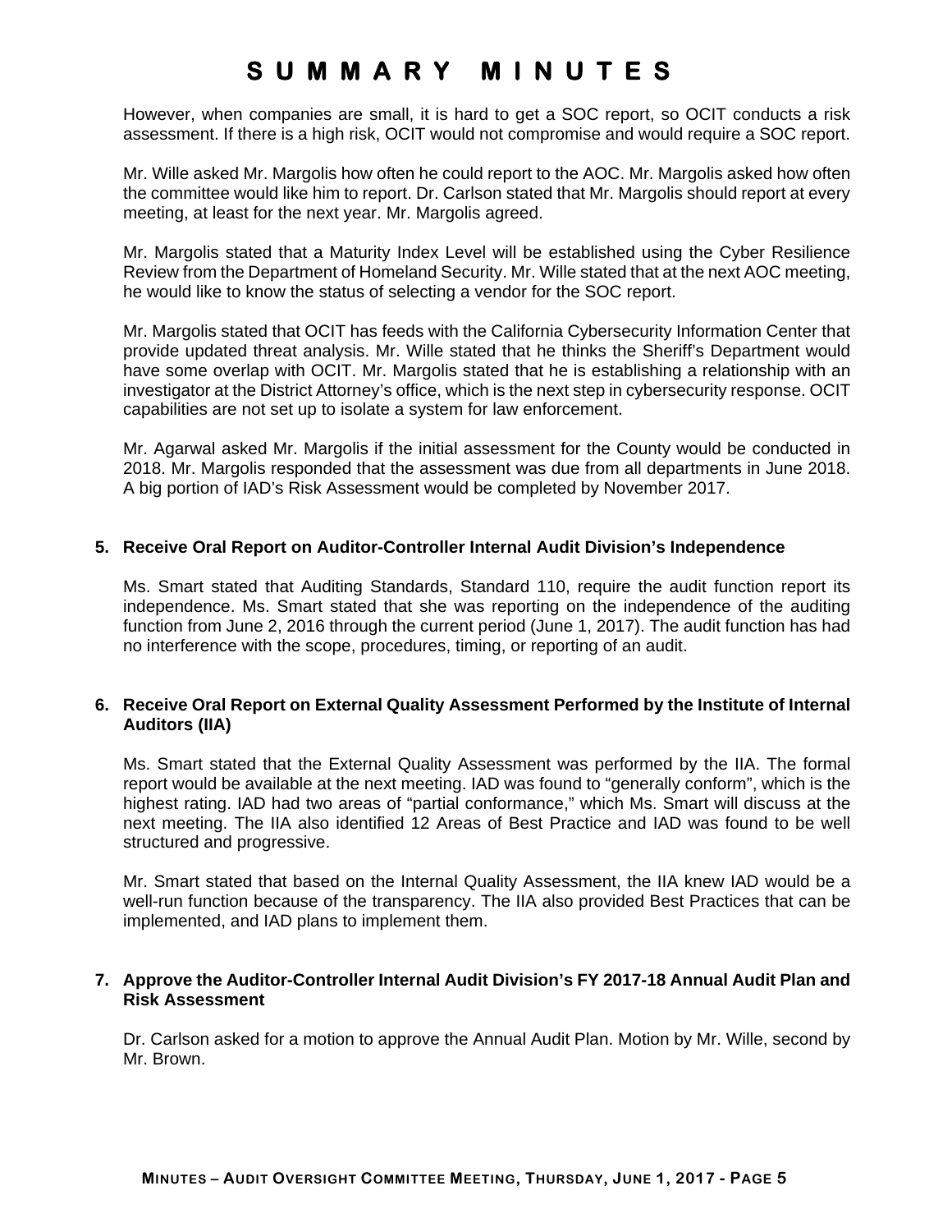However, when companies are small, it is hard to get a SOC report, so OCIT conducts a risk assessment. If there is a high risk, OCIT would not compromise and would require a SOC report.

Mr. Wille asked Mr. Margolis how often he could report to the AOC. Mr. Margolis asked how often the committee would like him to report. Dr. Carlson stated that Mr. Margolis should report at every meeting, at least for the next year. Mr. Margolis agreed.

Mr. Margolis stated that a Maturity Index Level will be established using the Cyber Resilience Review from the Department of Homeland Security. Mr. Wille stated that at the next AOC meeting, he would like to know the status of selecting a vendor for the SOC report.

Mr. Margolis stated that OCIT has feeds with the California Cybersecurity Information Center that provide updated threat analysis. Mr. Wille stated that he thinks the Sheriff's Department would have some overlap with OCIT. Mr. Margolis stated that he is establishing a relationship with an investigator at the District Attorney's office, which is the next step in cybersecurity response. OCIT capabilities are not set up to isolate a system for law enforcement.

Mr. Agarwal asked Mr. Margolis if the initial assessment for the County would be conducted in 2018. Mr. Margolis responded that the assessment was due from all departments in June 2018. A big portion of IAD's Risk Assessment would be completed by November 2017.

**5. Receive Oral Report on Auditor-Controller Internal Audit Division's Independence**

Ms. Smart stated that Auditing Standards, Standard 110, require the audit function report its independence. Ms. Smart stated that she was reporting on the independence of the auditing function from June 2, 2016 through the current period (June 1, 2017). The audit function has had no interference with the scope, procedures, timing, or reporting of an audit.

**6. Receive Oral Report on External Quality Assessment Performed by the Institute of Internal Auditors (IIA)**

Ms. Smart stated that the External Quality Assessment was performed by the IIA. The formal report would be available at the next meeting. IAD was found to "generally conform", which is the highest rating. IAD had two areas of "partial conformance," which Ms. Smart will discuss at the next meeting. The IIA also identified 12 Areas of Best Practice and IAD was found to be well structured and progressive.

Mr. Smart stated that based on the Internal Quality Assessment, the IIA knew IAD would be a well-run function because of the transparency. The IIA also provided Best Practices that can be implemented, and IAD plans to implement them.

**7. Approve the Auditor-Controller Internal Audit Division's FY 2017-18 Annual Audit Plan and Risk Assessment**

Dr. Carlson asked for a motion to approve the Annual Audit Plan. Motion by Mr. Wille, second by Mr. Brown.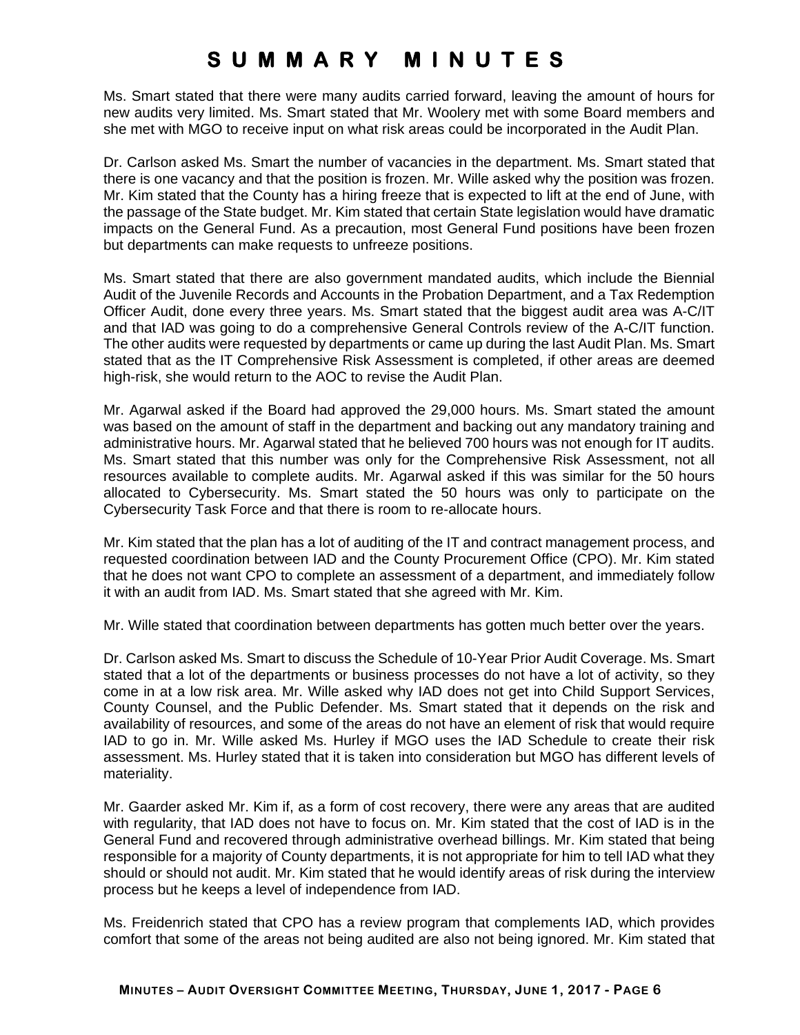Ms. Smart stated that there were many audits carried forward, leaving the amount of hours for new audits very limited. Ms. Smart stated that Mr. Woolery met with some Board members and she met with MGO to receive input on what risk areas could be incorporated in the Audit Plan.

Dr. Carlson asked Ms. Smart the number of vacancies in the department. Ms. Smart stated that there is one vacancy and that the position is frozen. Mr. Wille asked why the position was frozen. Mr. Kim stated that the County has a hiring freeze that is expected to lift at the end of June, with the passage of the State budget. Mr. Kim stated that certain State legislation would have dramatic impacts on the General Fund. As a precaution, most General Fund positions have been frozen but departments can make requests to unfreeze positions.

Ms. Smart stated that there are also government mandated audits, which include the Biennial Audit of the Juvenile Records and Accounts in the Probation Department, and a Tax Redemption Officer Audit, done every three years. Ms. Smart stated that the biggest audit area was A-C/IT and that IAD was going to do a comprehensive General Controls review of the A-C/IT function. The other audits were requested by departments or came up during the last Audit Plan. Ms. Smart stated that as the IT Comprehensive Risk Assessment is completed, if other areas are deemed high-risk, she would return to the AOC to revise the Audit Plan.

Mr. Agarwal asked if the Board had approved the 29,000 hours. Ms. Smart stated the amount was based on the amount of staff in the department and backing out any mandatory training and administrative hours. Mr. Agarwal stated that he believed 700 hours was not enough for IT audits. Ms. Smart stated that this number was only for the Comprehensive Risk Assessment, not all resources available to complete audits. Mr. Agarwal asked if this was similar for the 50 hours allocated to Cybersecurity. Ms. Smart stated the 50 hours was only to participate on the Cybersecurity Task Force and that there is room to re-allocate hours.

Mr. Kim stated that the plan has a lot of auditing of the IT and contract management process, and requested coordination between IAD and the County Procurement Office (CPO). Mr. Kim stated that he does not want CPO to complete an assessment of a department, and immediately follow it with an audit from IAD. Ms. Smart stated that she agreed with Mr. Kim.

Mr. Wille stated that coordination between departments has gotten much better over the years.

Dr. Carlson asked Ms. Smart to discuss the Schedule of 10-Year Prior Audit Coverage. Ms. Smart stated that a lot of the departments or business processes do not have a lot of activity, so they come in at a low risk area. Mr. Wille asked why IAD does not get into Child Support Services, County Counsel, and the Public Defender. Ms. Smart stated that it depends on the risk and availability of resources, and some of the areas do not have an element of risk that would require IAD to go in. Mr. Wille asked Ms. Hurley if MGO uses the IAD Schedule to create their risk assessment. Ms. Hurley stated that it is taken into consideration but MGO has different levels of materiality.

Mr. Gaarder asked Mr. Kim if, as a form of cost recovery, there were any areas that are audited with regularity, that IAD does not have to focus on. Mr. Kim stated that the cost of IAD is in the General Fund and recovered through administrative overhead billings. Mr. Kim stated that being responsible for a majority of County departments, it is not appropriate for him to tell IAD what they should or should not audit. Mr. Kim stated that he would identify areas of risk during the interview process but he keeps a level of independence from IAD.

Ms. Freidenrich stated that CPO has a review program that complements IAD, which provides comfort that some of the areas not being audited are also not being ignored. Mr. Kim stated that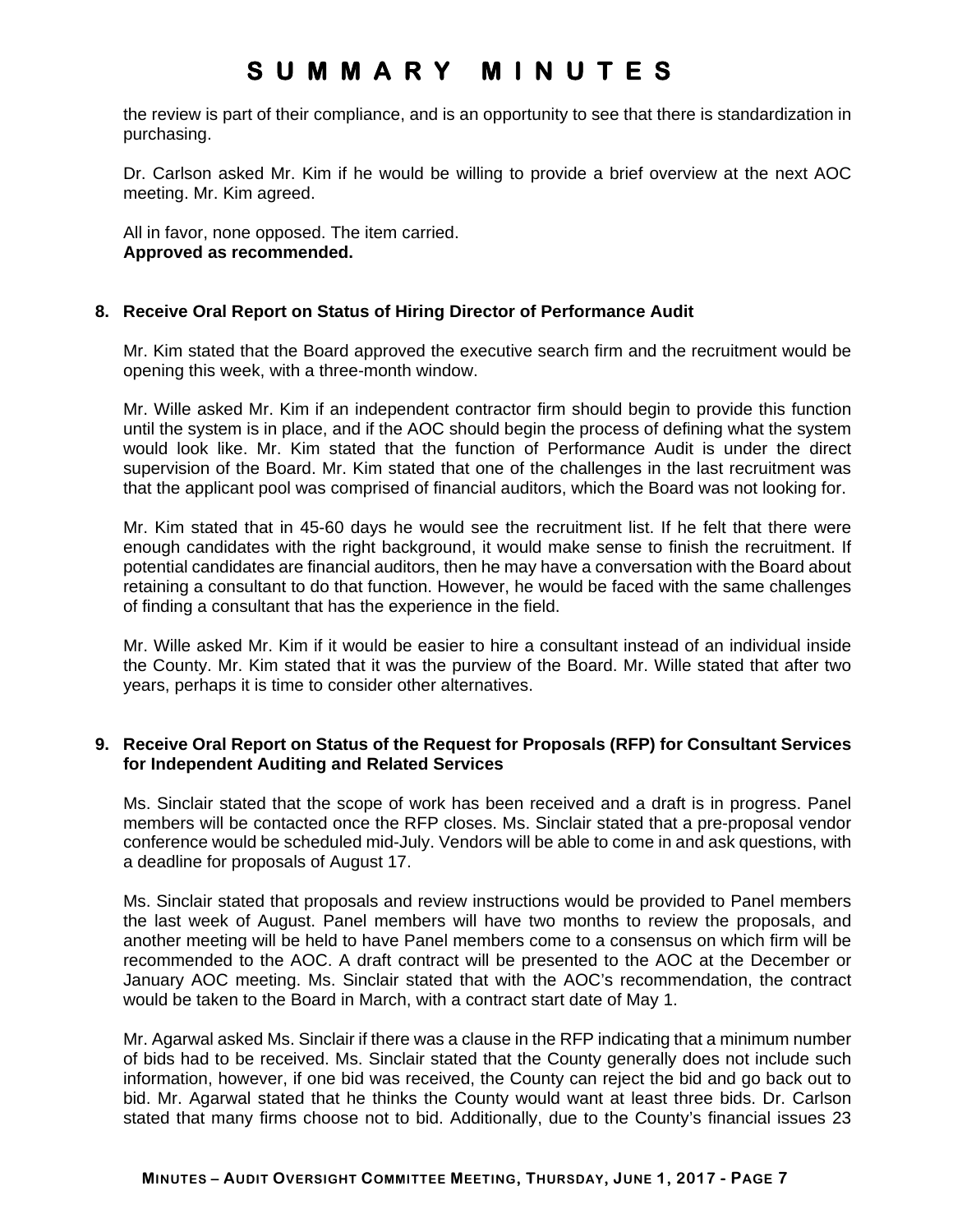the review is part of their compliance, and is an opportunity to see that there is standardization in purchasing.

Dr. Carlson asked Mr. Kim if he would be willing to provide a brief overview at the next AOC meeting. Mr. Kim agreed.

All in favor, none opposed. The item carried.
**Approved as recommended.**

**8. Receive Oral Report on Status of Hiring Director of Performance Audit**

Mr. Kim stated that the Board approved the executive search firm and the recruitment would be opening this week, with a three-month window.

Mr. Wille asked Mr. Kim if an independent contractor firm should begin to provide this function until the system is in place, and if the AOC should begin the process of defining what the system would look like. Mr. Kim stated that the function of Performance Audit is under the direct supervision of the Board. Mr. Kim stated that one of the challenges in the last recruitment was that the applicant pool was comprised of financial auditors, which the Board was not looking for.

Mr. Kim stated that in 45-60 days he would see the recruitment list. If he felt that there were enough candidates with the right background, it would make sense to finish the recruitment. If potential candidates are financial auditors, then he may have a conversation with the Board about retaining a consultant to do that function. However, he would be faced with the same challenges of finding a consultant that has the experience in the field.

Mr. Wille asked Mr. Kim if it would be easier to hire a consultant instead of an individual inside the County. Mr. Kim stated that it was the purview of the Board. Mr. Wille stated that after two years, perhaps it is time to consider other alternatives.

**9. Receive Oral Report on Status of the Request for Proposals (RFP) for Consultant Services for Independent Auditing and Related Services**

Ms. Sinclair stated that the scope of work has been received and a draft is in progress. Panel members will be contacted once the RFP closes. Ms. Sinclair stated that a pre-proposal vendor conference would be scheduled mid-July. Vendors will be able to come in and ask questions, with a deadline for proposals of August 17.

Ms. Sinclair stated that proposals and review instructions would be provided to Panel members the last week of August. Panel members will have two months to review the proposals, and another meeting will be held to have Panel members come to a consensus on which firm will be recommended to the AOC. A draft contract will be presented to the AOC at the December or January AOC meeting. Ms. Sinclair stated that with the AOC's recommendation, the contract would be taken to the Board in March, with a contract start date of May 1.

Mr. Agarwal asked Ms. Sinclair if there was a clause in the RFP indicating that a minimum number of bids had to be received. Ms. Sinclair stated that the County generally does not include such information, however, if one bid was received, the County can reject the bid and go back out to bid. Mr. Agarwal stated that he thinks the County would want at least three bids. Dr. Carlson stated that many firms choose not to bid. Additionally, due to the County's financial issues 23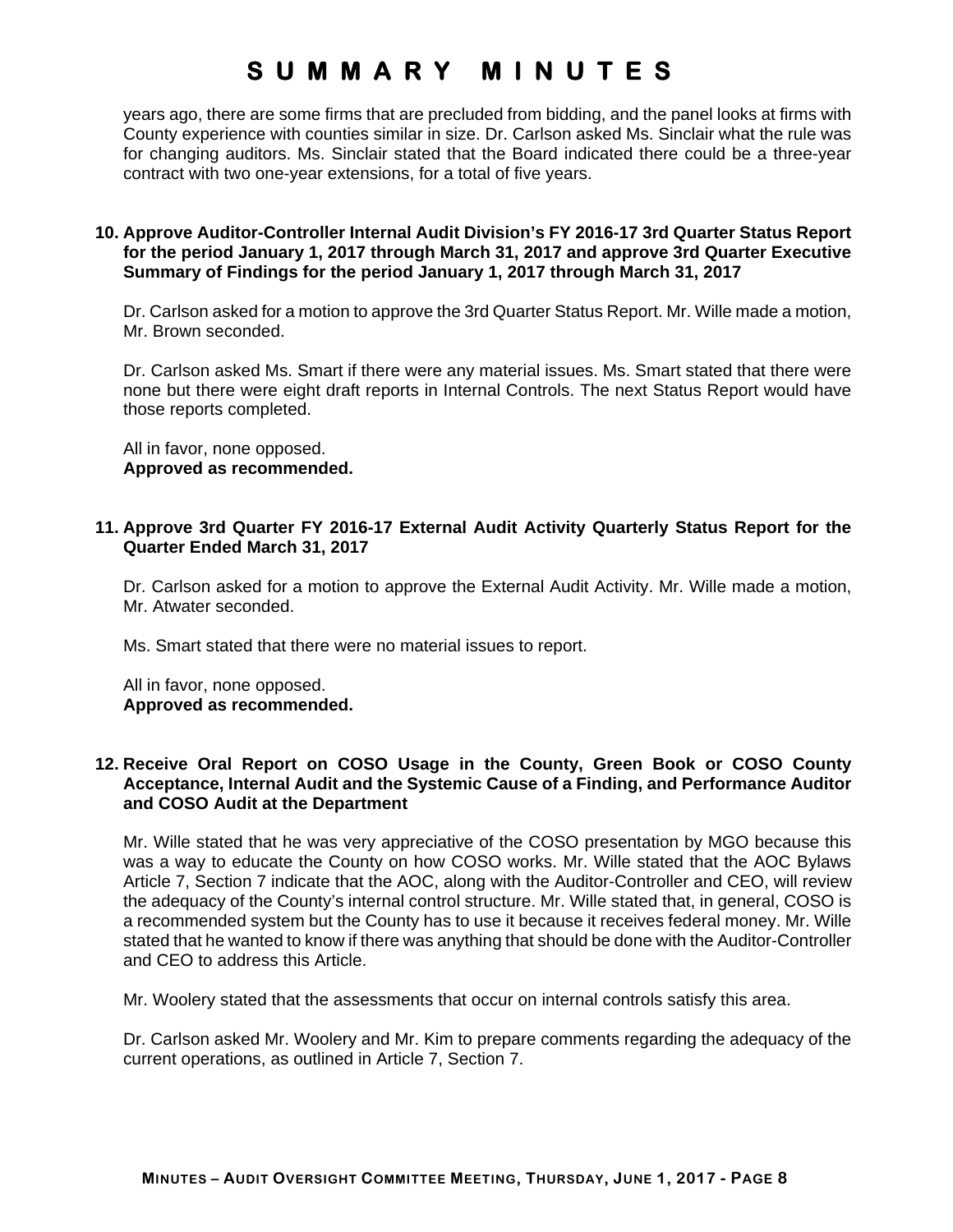years ago, there are some firms that are precluded from bidding, and the panel looks at firms with County experience with counties similar in size. Dr. Carlson asked Ms. Sinclair what the rule was for changing auditors. Ms. Sinclair stated that the Board indicated there could be a three-year contract with two one-year extensions, for a total of five years.

**10. Approve Auditor-Controller Internal Audit Division's FY 2016-17 3rd Quarter Status Report for the period January 1, 2017 through March 31, 2017 and approve 3rd Quarter Executive Summary of Findings for the period January 1, 2017 through March 31, 2017**

Dr. Carlson asked for a motion to approve the 3rd Quarter Status Report. Mr. Wille made a motion, Mr. Brown seconded.

Dr. Carlson asked Ms. Smart if there were any material issues. Ms. Smart stated that there were none but there were eight draft reports in Internal Controls. The next Status Report would have those reports completed.

All in favor, none opposed.
**Approved as recommended.**

**11. Approve 3rd Quarter FY 2016-17 External Audit Activity Quarterly Status Report for the Quarter Ended March 31, 2017**

Dr. Carlson asked for a motion to approve the External Audit Activity. Mr. Wille made a motion, Mr. Atwater seconded.

Ms. Smart stated that there were no material issues to report.

All in favor, none opposed.
**Approved as recommended.**

**12. Receive Oral Report on COSO Usage in the County, Green Book or COSO County Acceptance, Internal Audit and the Systemic Cause of a Finding, and Performance Auditor and COSO Audit at the Department**

Mr. Wille stated that he was very appreciative of the COSO presentation by MGO because this was a way to educate the County on how COSO works. Mr. Wille stated that the AOC Bylaws Article 7, Section 7 indicate that the AOC, along with the Auditor-Controller and CEO, will review the adequacy of the County's internal control structure. Mr. Wille stated that, in general, COSO is a recommended system but the County has to use it because it receives federal money. Mr. Wille stated that he wanted to know if there was anything that should be done with the Auditor-Controller and CEO to address this Article.

Mr. Woolery stated that the assessments that occur on internal controls satisfy this area.

Dr. Carlson asked Mr. Woolery and Mr. Kim to prepare comments regarding the adequacy of the current operations, as outlined in Article 7, Section 7.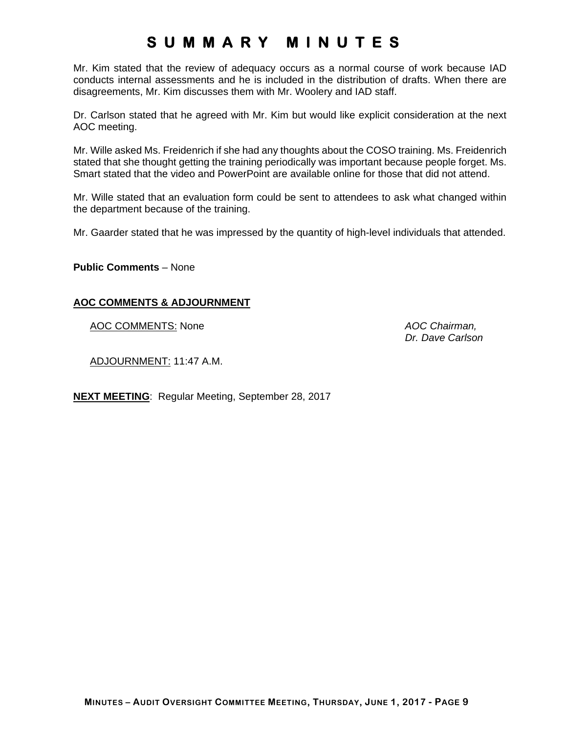# SUMMARY MINUTES

Mr. Kim stated that the review of adequacy occurs as a normal course of work because IAD conducts internal assessments and he is included in the distribution of drafts. When there are disagreements, Mr. Kim discusses them with Mr. Woolery and IAD staff.

Dr. Carlson stated that he agreed with Mr. Kim but would like explicit consideration at the next AOC meeting.

Mr. Wille asked Ms. Freidenrich if she had any thoughts about the COSO training. Ms. Freidenrich stated that she thought getting the training periodically was important because people forget. Ms. Smart stated that the video and PowerPoint are available online for those that did not attend.

Mr. Wille stated that an evaluation form could be sent to attendees to ask what changed within the department because of the training.

Mr. Gaarder stated that he was impressed by the quantity of high-level individuals that attended.

**Public Comments** – None

**AOC COMMENTS & ADJOURNMENT**

AOC COMMENTS: None

*AOC Chairman,*
*Dr. Dave Carlson*

ADJOURNMENT: 11:47 A.M.

**NEXT MEETING**: Regular Meeting, September 28, 2017